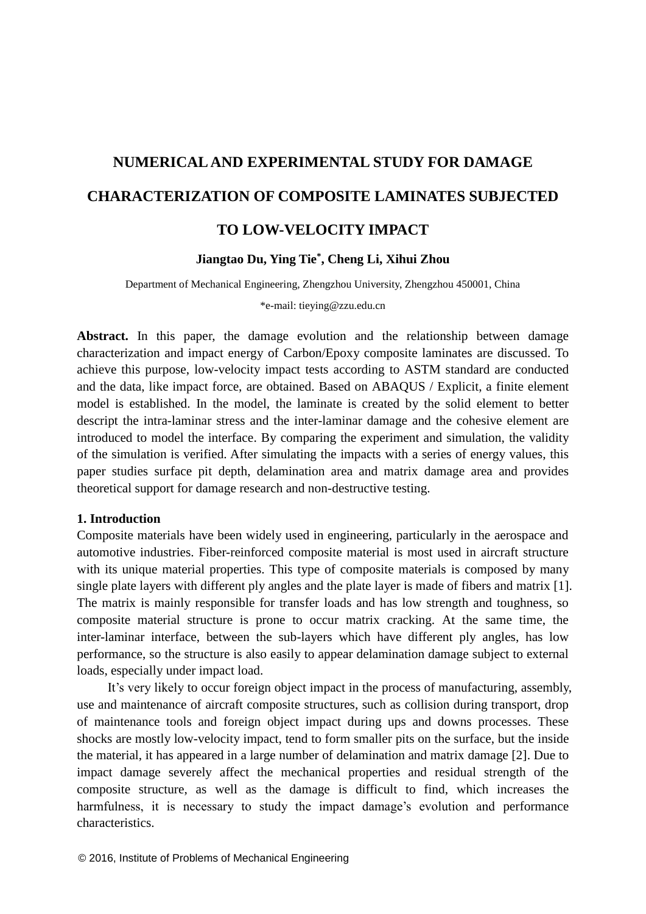# NUMERICAL AND EXPERIMENTAL STUDY FOR DAMAGE CHARACTERIZATION OF COMPOSITE LAMINATES SUBJECTED TO LOW-VELOCITY IMPACT

**Jiangtao Du, Ying Tie\*, Cheng Li, Xihui Zhou**

Department of Mechanical Engineering, Zhengzhou University, Zhengzhou 450001, China

\*e-mail: tieying@zzu.edu.cn

**Abstract.** In this paper, the damage evolution and the relationship between damage characterization and impact energy of Carbon/Epoxy composite laminates are discussed. To achieve this purpose, low-velocity impact tests according to ASTM standard are conducted and the data, like impact force, are obtained. Based on ABAQUS / Explicit, a finite element model is established. In the model, the laminate is created by the solid element to better descript the intra-laminar stress and the inter-laminar damage and the cohesive element are introduced to model the interface. By comparing the experiment and simulation, the validity of the simulation is verified. After simulating the impacts with a series of energy values, this paper studies surface pit depth, delamination area and matrix damage area and provides theoretical support for damage research and non-destructive testing.

## 1. Introduction

Composite materials have been widely used in engineering, particularly in the aerospace and automotive industries. Fiber-reinforced composite material is most used in aircraft structure with its unique material properties. This type of composite materials is composed by many single plate layers with different ply angles and the plate layer is made of fibers and matrix [1]. The matrix is mainly responsible for transfer loads and has low strength and toughness, so composite material structure is prone to occur matrix cracking. At the same time, the inter-laminar interface, between the sub-layers which have different ply angles, has low performance, so the structure is also easily to appear delamination damage subject to external loads, especially under impact load.

It's very likely to occur foreign object impact in the process of manufacturing, assembly, use and maintenance of aircraft composite structures, such as collision during transport, drop of maintenance tools and foreign object impact during ups and downs processes. These shocks are mostly low-velocity impact, tend to form smaller pits on the surface, but the inside the material, it has appeared in a large number of delamination and matrix damage [2]. Due to impact damage severely affect the mechanical properties and residual strength of the composite structure, as well as the damage is difficult to find, which increases the harmfulness, it is necessary to study the impact damage's evolution and performance characteristics.

© 2016, Institute of Problems of Mechanical Engineering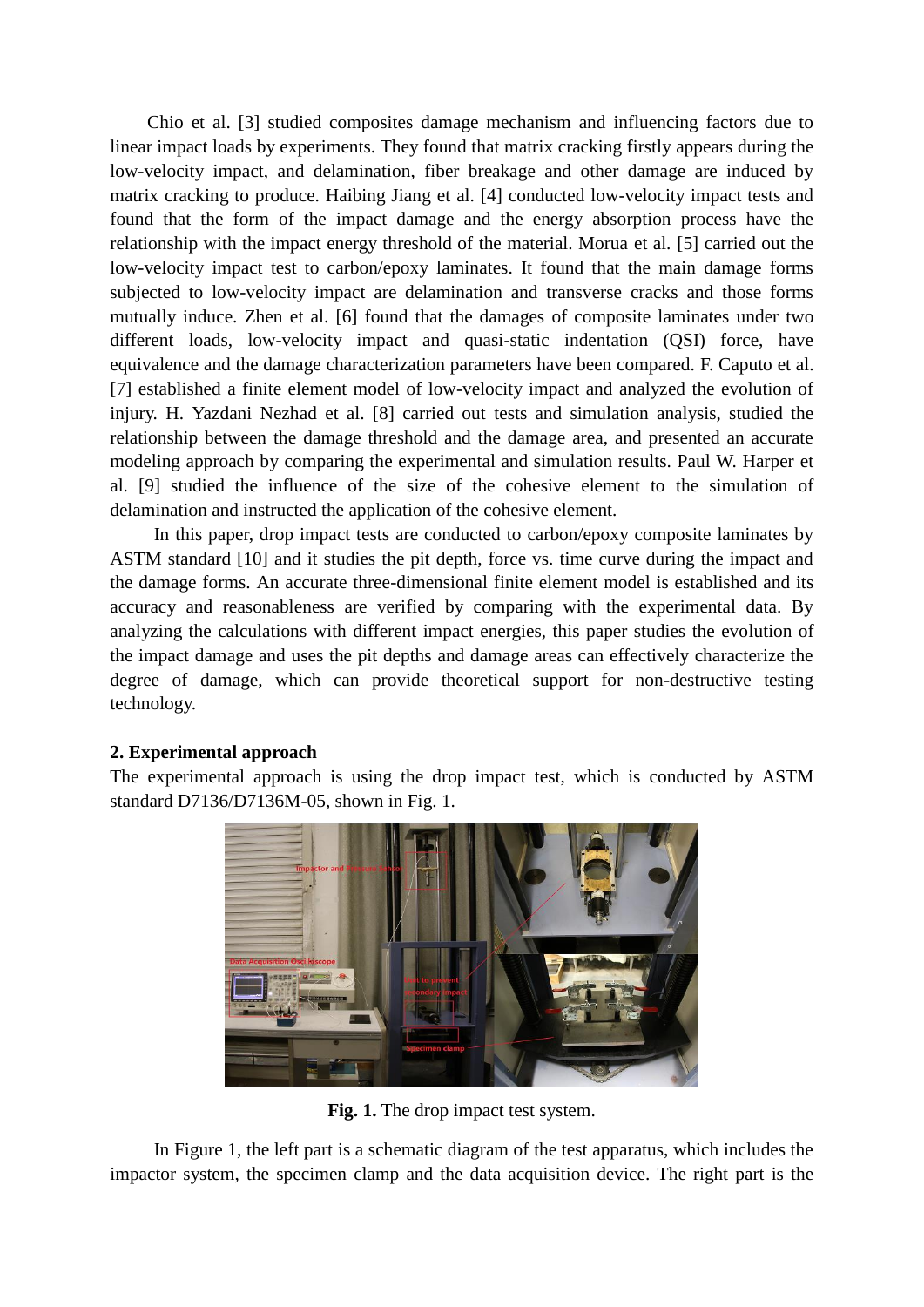Chio et al. [3] studied composites damage mechanism and influencing factors due to linear impact loads by experiments. They found that matrix cracking firstly appears during the low-velocity impact, and delamination, fiber breakage and other damage are induced by matrix cracking to produce. Haibing Jiang et al. [4] conducted low-velocity impact tests and found that the form of the impact damage and the energy absorption process have the relationship with the impact energy threshold of the material. Morua et al. [5] carried out the low-velocity impact test to carbon/epoxy laminates. It found that the main damage forms subjected to low-velocity impact are delamination and transverse cracks and those forms mutually induce. Zhen et al. [6] found that the damages of composite laminates under two different loads, low-velocity impact and quasi-static indentation (QSI) force, have equivalence and the damage characterization parameters have been compared. F. Caputo et al. [7] established a finite element model of low-velocity impact and analyzed the evolution of injury. H. Yazdani Nezhad et al. [8] carried out tests and simulation analysis, studied the relationship between the damage threshold and the damage area, and presented an accurate modeling approach by comparing the experimental and simulation results. Paul W. Harper et al. [9] studied the influence of the size of the cohesive element to the simulation of delamination and instructed the application of the cohesive element.

In this paper, drop impact tests are conducted to carbon/epoxy composite laminates by ASTM standard [10] and it studies the pit depth, force vs. time curve during the impact and the damage forms. An accurate three-dimensional finite element model is established and its accuracy and reasonableness are verified by comparing with the experimental data. By analyzing the calculations with different impact energies, this paper studies the evolution of the impact damage and uses the pit depths and damage areas can effectively characterize the degree of damage, which can provide theoretical support for non-destructive testing technology.

## 2. Experimental approach

The experimental approach is using the drop impact test, which is conducted by ASTM standard D7136/D7136M-05, shown in Fig. 1.

**Fig. 1.** The drop impact test system.

In Figure 1, the left part is a schematic diagram of the test apparatus, which includes the impactor system, the specimen clamp and the data acquisition device. The right part is the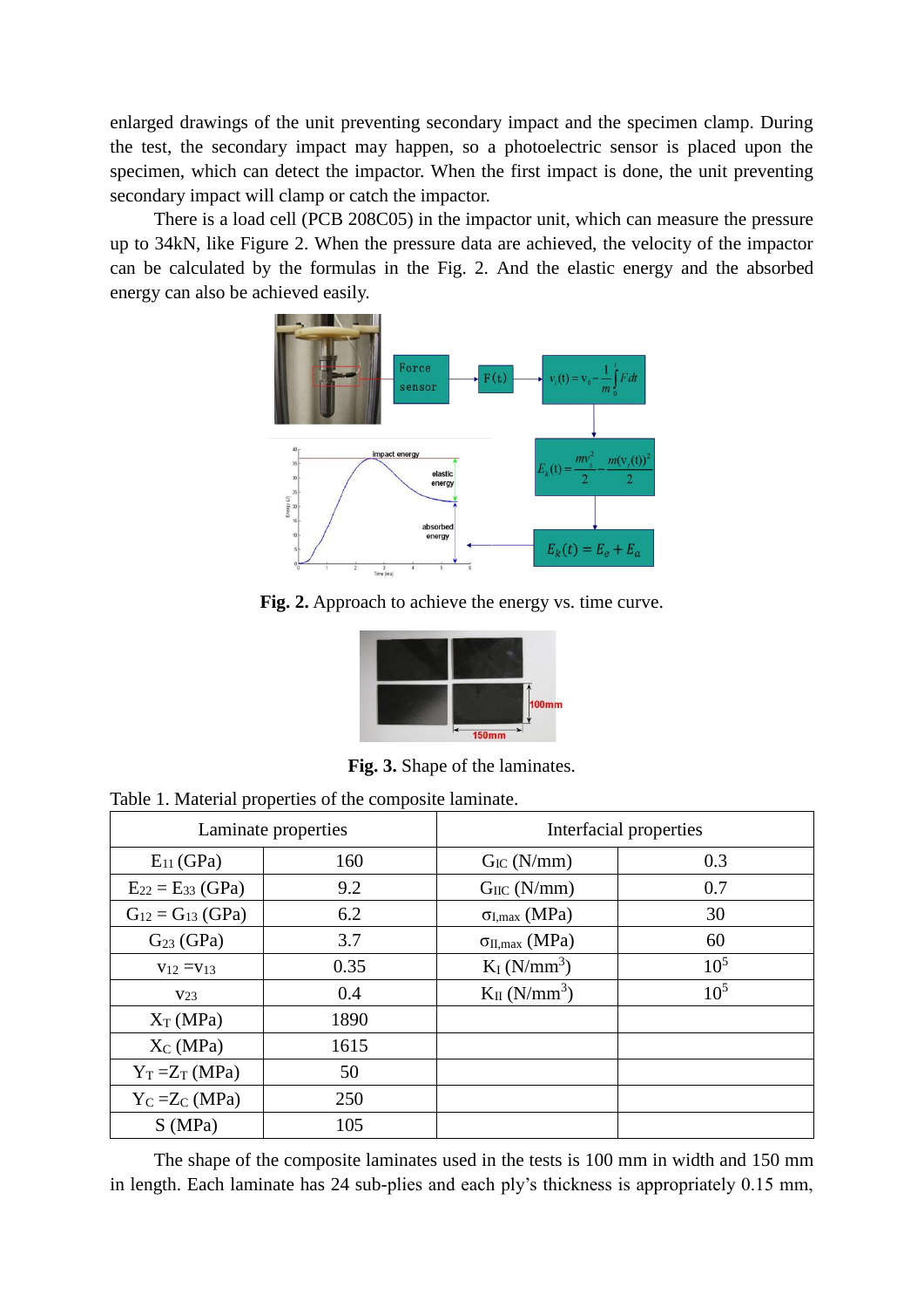enlarged drawings of the unit preventing secondary impact and the specimen clamp. During the test, the secondary impact may happen, so a photoelectric sensor is placed upon the specimen, which can detect the impactor. When the first impact is done, the unit preventing secondary impact will clamp or catch the impactor.

There is a load cell (PCB 208C05) in the impactor unit, which can measure the pressure up to 34kN, like Figure 2. When the pressure data are achieved, the velocity of the impactor can be calculated by the formulas in the Fig. 2. And the elastic energy and the absorbed energy can also be achieved easily.

**Fig. 2.** Approach to achieve the energy vs. time curve.

**Fig. 3.** Shape of the laminates.

Table 1. Material properties of the composite laminate.

| Laminate properties | | Interfacial properties | |
|---|---|---|---|
| $E_{11}$ (GPa) | 160 | $G_{IC}$ (N/mm) | 0.3 |
| $E_{22} = E_{33}$ (GPa) | 9.2 | $G_{IIC}$ (N/mm) | 0.7 |
| $G_{12} = G_{13}$ (GPa) | 6.2 | $\sigma_{I,max}$ (MPa) | 30 |
| $G_{23}$ (GPa) | 3.7 | $\sigma_{II,max}$ (MPa) | 60 |
| $v_{12} = v_{13}$ | 0.35 | $K_I$ (N/mm$^3$) | $10^5$ |
| $v_{23}$ | 0.4 | $K_{II}$ (N/mm$^3$) | $10^5$ |
| $X_T$ (MPa) | 1890 | | |
| $X_C$ (MPa) | 1615 | | |
| $Y_T = Z_T$ (MPa) | 50 | | |
| $Y_C = Z_C$ (MPa) | 250 | | |
| S (MPa) | 105 | | |

The shape of the composite laminates used in the tests is 100 mm in width and 150 mm in length. Each laminate has 24 sub-plies and each ply's thickness is appropriately 0.15 mm,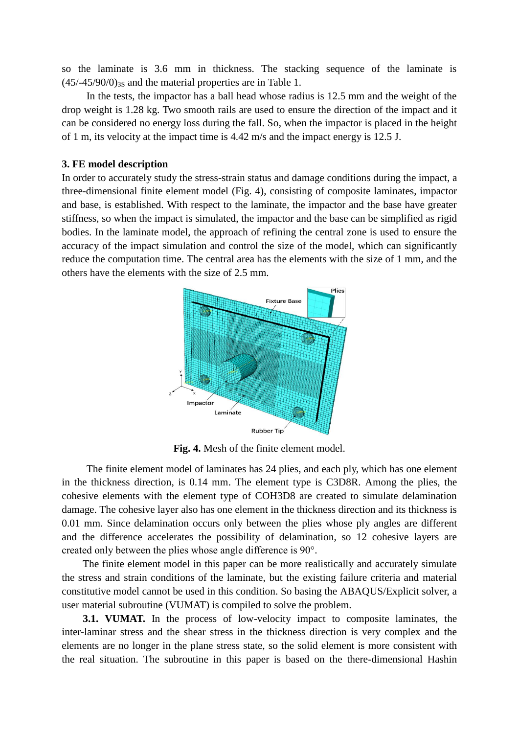so the laminate is 3.6 mm in thickness. The stacking sequence of the laminate is $(45/\text{-}45/90/0)_{3S}$ and the material properties are in Table 1.

In the tests, the impactor has a ball head whose radius is 12.5 mm and the weight of the drop weight is 1.28 kg. Two smooth rails are used to ensure the direction of the impact and it can be considered no energy loss during the fall. So, when the impactor is placed in the height of 1 m, its velocity at the impact time is 4.42 m/s and the impact energy is 12.5 J.

### 3. FE model description

In order to accurately study the stress-strain status and damage conditions during the impact, a three-dimensional finite element model (Fig. 4), consisting of composite laminates, impactor and base, is established. With respect to the laminate, the impactor and the base have greater stiffness, so when the impact is simulated, the impactor and the base can be simplified as rigid bodies. In the laminate model, the approach of refining the central zone is used to ensure the accuracy of the impact simulation and control the size of the model, which can significantly reduce the computation time. The central area has the elements with the size of 1 mm, and the others have the elements with the size of 2.5 mm.

**Fig. 4.** Mesh of the finite element model.

The finite element model of laminates has 24 plies, and each ply, which has one element in the thickness direction, is 0.14 mm. The element type is C3D8R. Among the plies, the cohesive elements with the element type of COH3D8 are created to simulate delamination damage. The cohesive layer also has one element in the thickness direction and its thickness is 0.01 mm. Since delamination occurs only between the plies whose ply angles are different and the difference accelerates the possibility of delamination, so 12 cohesive layers are created only between the plies whose angle difference is 90°.

The finite element model in this paper can be more realistically and accurately simulate the stress and strain conditions of the laminate, but the existing failure criteria and material constitutive model cannot be used in this condition. So basing the ABAQUS/Explicit solver, a user material subroutine (VUMAT) is compiled to solve the problem.

**3.1. VUMAT.** In the process of low-velocity impact to composite laminates, the inter-laminar stress and the shear stress in the thickness direction is very complex and the elements are no longer in the plane stress state, so the solid element is more consistent with the real situation. The subroutine in this paper is based on the there-dimensional Hashin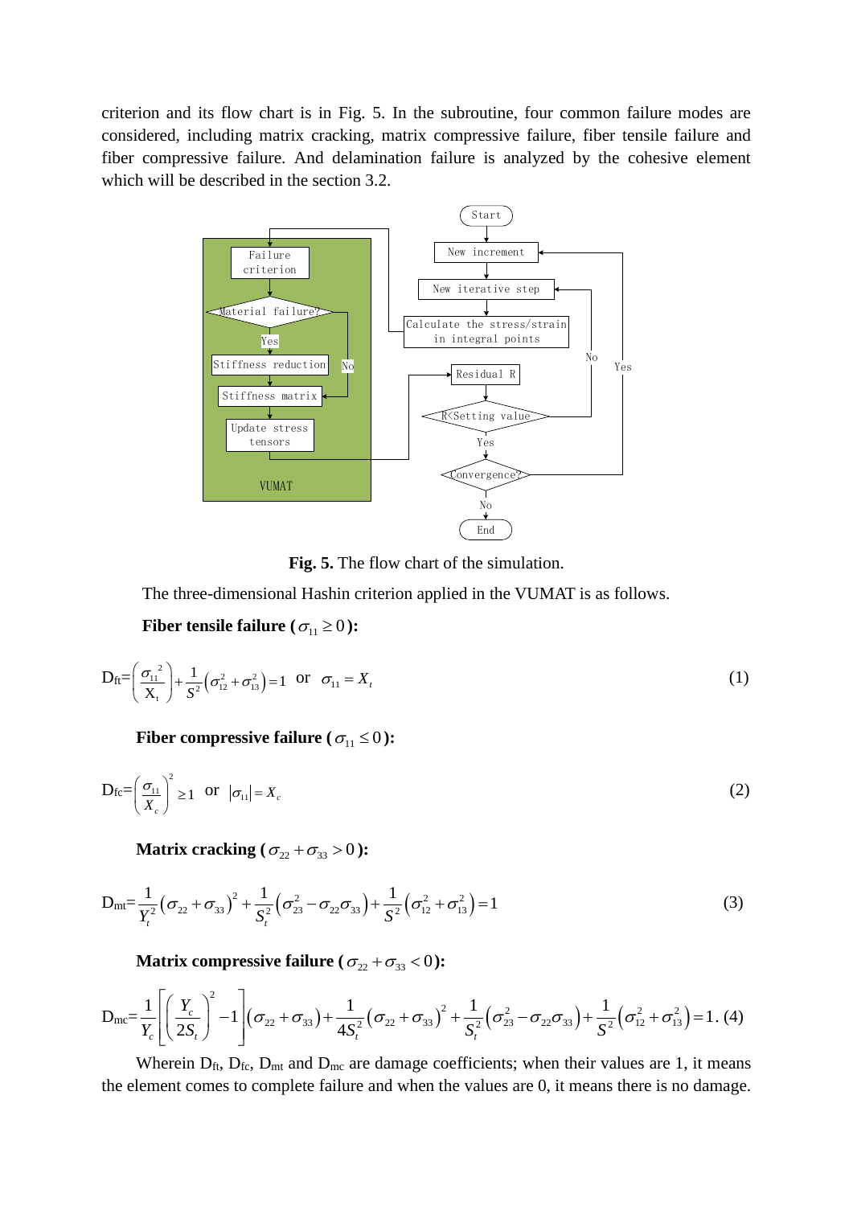criterion and its flow chart is in Fig. 5. In the subroutine, four common failure modes are considered, including matrix cracking, matrix compressive failure, fiber tensile failure and fiber compressive failure. And delamination failure is analyzed by the cohesive element which will be described in the section 3.2.

**Fig. 5.** The flow chart of the simulation.

The three-dimensional Hashin criterion applied in the VUMAT is as follows.

**Fiber tensile failure ($\sigma_{11} \geq 0$):**

$$\mathrm{D_{ft}}=\left(\frac{\sigma_{11}{}^{2}}{\mathrm{X_t}}\right)+\frac{1}{S^2}\left(\sigma_{12}^2+\sigma_{13}^2\right)=1 \quad \text{or} \quad \sigma_{11}=X_t \tag{1}$$

**Fiber compressive failure ($\sigma_{11} \leq 0$):**

$$\mathrm{D_{fc}}=\left(\frac{\sigma_{11}}{X_c}\right)^2 \geq 1 \quad \text{or} \quad \left|\sigma_{11}\right|=X_c \tag{2}$$

**Matrix cracking ($\sigma_{22}+\sigma_{33}>0$):**

$$\mathrm{D_{mt}}=\frac{1}{Y_t^2}\left(\sigma_{22}+\sigma_{33}\right)^2+\frac{1}{S_t^2}\left(\sigma_{23}^2-\sigma_{22}\sigma_{33}\right)+\frac{1}{S^2}\left(\sigma_{12}^2+\sigma_{13}^2\right)=1 \tag{3}$$

**Matrix compressive failure ($\sigma_{22}+\sigma_{33}<0$):**

$$\mathrm{D_{mc}}=\frac{1}{Y_c}\left[\left(\frac{Y_c}{2S_t}\right)^2-1\right]\left(\sigma_{22}+\sigma_{33}\right)+\frac{1}{4S_t^2}\left(\sigma_{22}+\sigma_{33}\right)^2+\frac{1}{S_t^2}\left(\sigma_{23}^2-\sigma_{22}\sigma_{33}\right)+\frac{1}{S^2}\left(\sigma_{12}^2+\sigma_{13}^2\right)=1. \tag{4}$$

Wherein $\mathrm{D_{ft}}$, $\mathrm{D_{fc}}$, $\mathrm{D_{mt}}$ and $\mathrm{D_{mc}}$ are damage coefficients; when their values are 1, it means the element comes to complete failure and when the values are 0, it means there is no damage.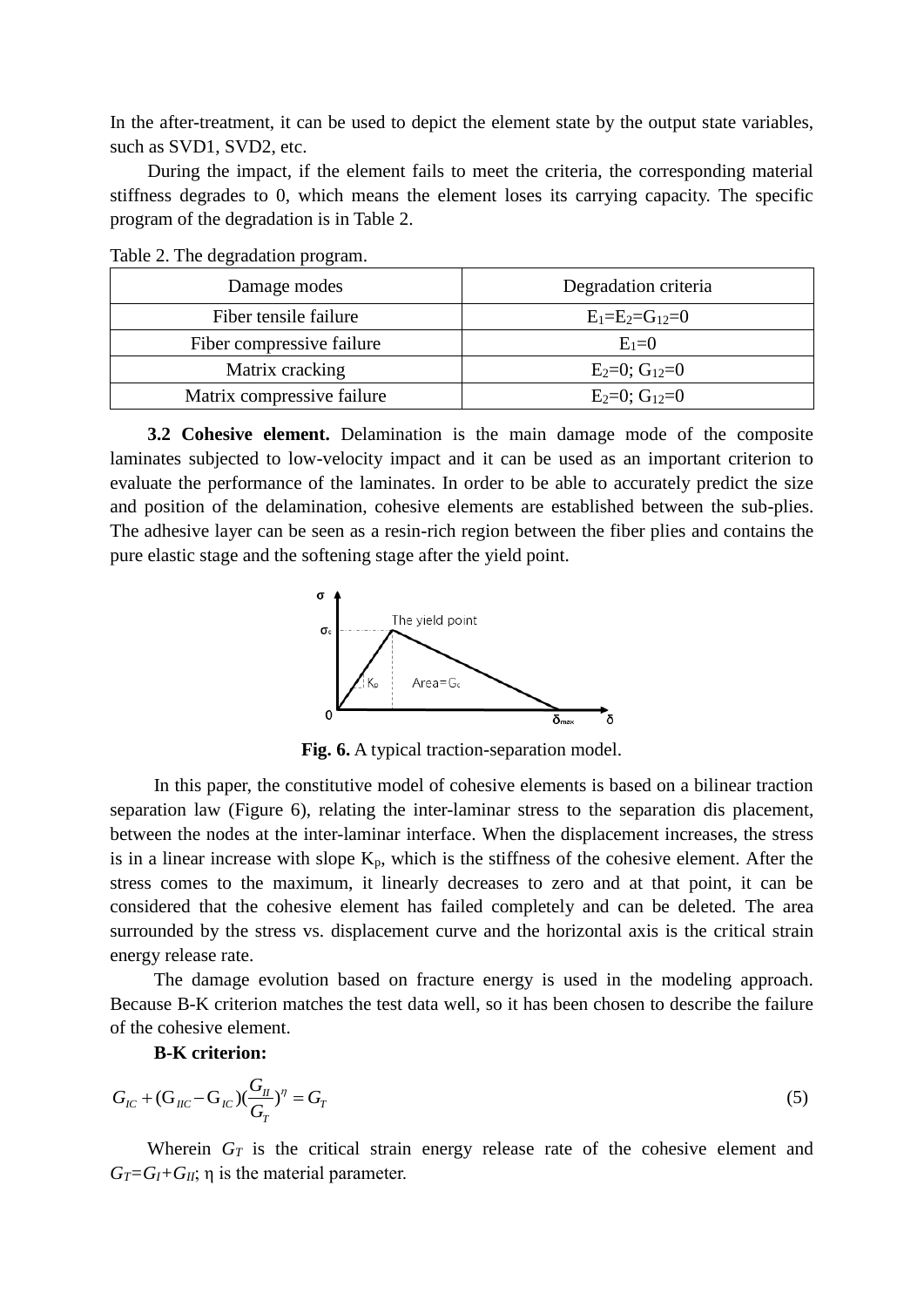In the after-treatment, it can be used to depict the element state by the output state variables, such as SVD1, SVD2, etc.

During the impact, if the element fails to meet the criteria, the corresponding material stiffness degrades to 0, which means the element loses its carrying capacity. The specific program of the degradation is in Table 2.

Table 2. The degradation program.

| Damage modes | Degradation criteria |
|---|---|
| Fiber tensile failure | $E_1=E_2=G_{12}=0$ |
| Fiber compressive failure | $E_1=0$ |
| Matrix cracking | $E_2=0$; $G_{12}=0$ |
| Matrix compressive failure | $E_2=0$; $G_{12}=0$ |

**3.2 Cohesive element.** Delamination is the main damage mode of the composite laminates subjected to low-velocity impact and it can be used as an important criterion to evaluate the performance of the laminates. In order to be able to accurately predict the size and position of the delamination, cohesive elements are established between the sub-plies. The adhesive layer can be seen as a resin-rich region between the fiber plies and contains the pure elastic stage and the softening stage after the yield point.

**Fig. 6.** A typical traction-separation model.

In this paper, the constitutive model of cohesive elements is based on a bilinear traction separation law (Figure 6), relating the inter-laminar stress to the separation dis placement, between the nodes at the inter-laminar interface. When the displacement increases, the stress is in a linear increase with slope $K_p$, which is the stiffness of the cohesive element. After the stress comes to the maximum, it linearly decreases to zero and at that point, it can be considered that the cohesive element has failed completely and can be deleted. The area surrounded by the stress vs. displacement curve and the horizontal axis is the critical strain energy release rate.

The damage evolution based on fracture energy is used in the modeling approach. Because B-K criterion matches the test data well, so it has been chosen to describe the failure of the cohesive element.

**B-K criterion:**

$$G_{IC} + (G_{IIC} - G_{IC})\left(\frac{G_{II}}{G_T}\right)^{\eta} = G_T \tag{5}$$

Wherein $G_T$ is the critical strain energy release rate of the cohesive element and $G_T=G_I+G_{II}$; η is the material parameter.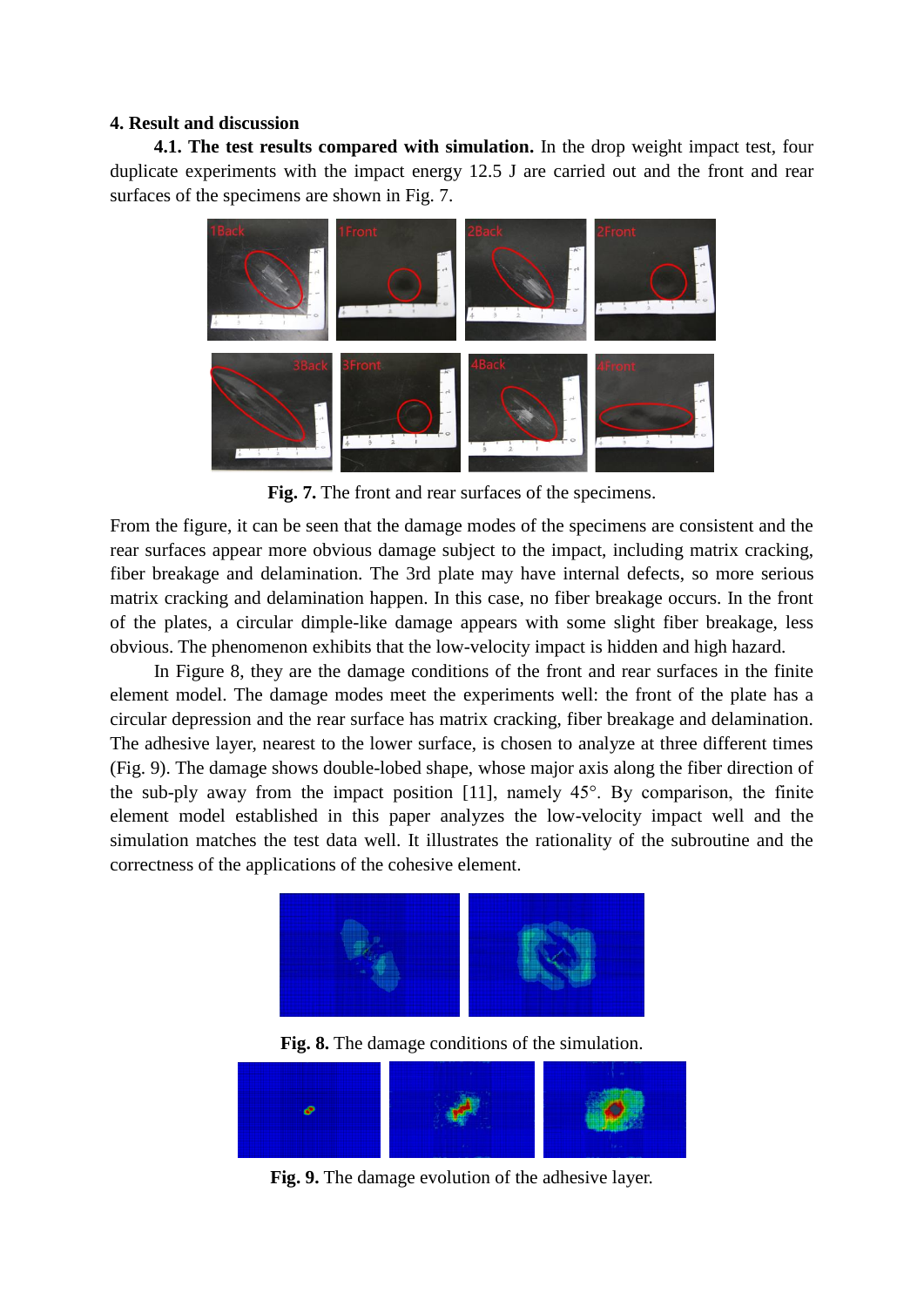## 4. Result and discussion

**4.1. The test results compared with simulation.** In the drop weight impact test, four duplicate experiments with the impact energy 12.5 J are carried out and the front and rear surfaces of the specimens are shown in Fig. 7.

**Fig. 7.** The front and rear surfaces of the specimens.

From the figure, it can be seen that the damage modes of the specimens are consistent and the rear surfaces appear more obvious damage subject to the impact, including matrix cracking, fiber breakage and delamination. The 3rd plate may have internal defects, so more serious matrix cracking and delamination happen. In this case, no fiber breakage occurs. In the front of the plates, a circular dimple-like damage appears with some slight fiber breakage, less obvious. The phenomenon exhibits that the low-velocity impact is hidden and high hazard.

In Figure 8, they are the damage conditions of the front and rear surfaces in the finite element model. The damage modes meet the experiments well: the front of the plate has a circular depression and the rear surface has matrix cracking, fiber breakage and delamination. The adhesive layer, nearest to the lower surface, is chosen to analyze at three different times (Fig. 9). The damage shows double-lobed shape, whose major axis along the fiber direction of the sub-ply away from the impact position [11], namely 45°. By comparison, the finite element model established in this paper analyzes the low-velocity impact well and the simulation matches the test data well. It illustrates the rationality of the subroutine and the correctness of the applications of the cohesive element.

**Fig. 8.** The damage conditions of the simulation.

**Fig. 9.** The damage evolution of the adhesive layer.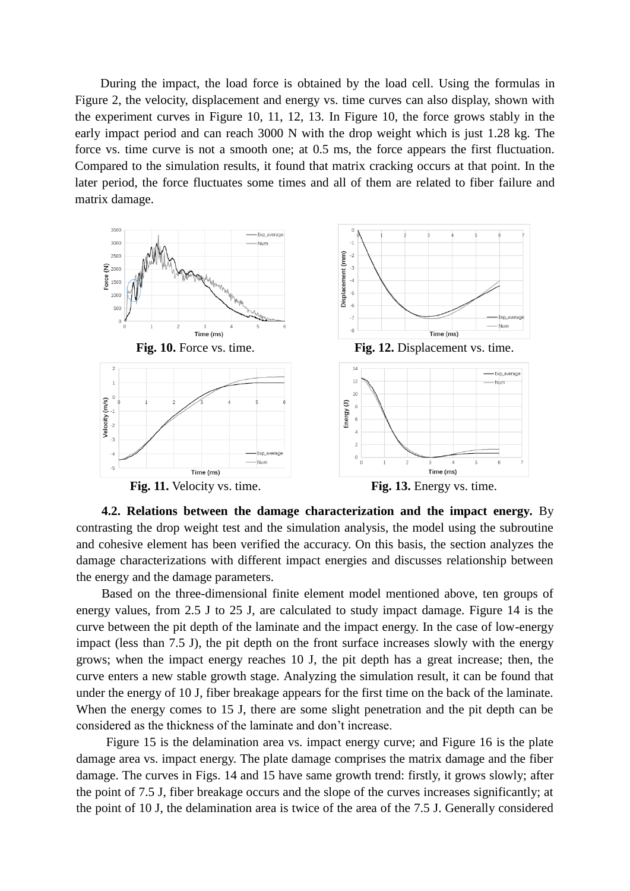During the impact, the load force is obtained by the load cell. Using the formulas in Figure 2, the velocity, displacement and energy vs. time curves can also display, shown with the experiment curves in Figure 10, 11, 12, 13. In Figure 10, the force grows stably in the early impact period and can reach 3000 N with the drop weight which is just 1.28 kg. The force vs. time curve is not a smooth one; at 0.5 ms, the force appears the first fluctuation. Compared to the simulation results, it found that matrix cracking occurs at that point. In the later period, the force fluctuates some times and all of them are related to fiber failure and matrix damage.

**Fig. 10.** Force vs. time.

**Fig. 12.** Displacement vs. time.

**Fig. 11.** Velocity vs. time.

**Fig. 13.** Energy vs. time.

**4.2. Relations between the damage characterization and the impact energy.** By contrasting the drop weight test and the simulation analysis, the model using the subroutine and cohesive element has been verified the accuracy. On this basis, the section analyzes the damage characterizations with different impact energies and discusses relationship between the energy and the damage parameters.

Based on the three-dimensional finite element model mentioned above, ten groups of energy values, from 2.5 J to 25 J, are calculated to study impact damage. Figure 14 is the curve between the pit depth of the laminate and the impact energy. In the case of low-energy impact (less than 7.5 J), the pit depth on the front surface increases slowly with the energy grows; when the impact energy reaches 10 J, the pit depth has a great increase; then, the curve enters a new stable growth stage. Analyzing the simulation result, it can be found that under the energy of 10 J, fiber breakage appears for the first time on the back of the laminate. When the energy comes to 15 J, there are some slight penetration and the pit depth can be considered as the thickness of the laminate and don't increase.

Figure 15 is the delamination area vs. impact energy curve; and Figure 16 is the plate damage area vs. impact energy. The plate damage comprises the matrix damage and the fiber damage. The curves in Figs. 14 and 15 have same growth trend: firstly, it grows slowly; after the point of 7.5 J, fiber breakage occurs and the slope of the curves increases significantly; at the point of 10 J, the delamination area is twice of the area of the 7.5 J. Generally considered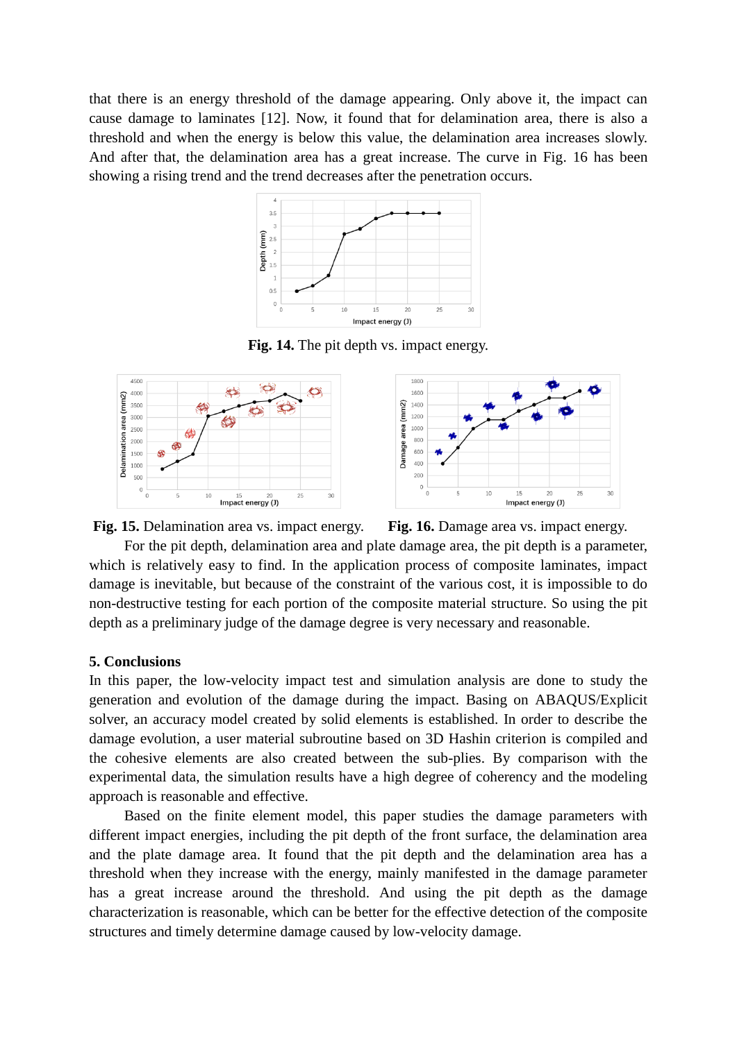that there is an energy threshold of the damage appearing. Only above it, the impact can cause damage to laminates [12]. Now, it found that for delamination area, there is also a threshold and when the energy is below this value, the delamination area increases slowly. And after that, the delamination area has a great increase. The curve in Fig. 16 has been showing a rising trend and the trend decreases after the penetration occurs.

**Fig. 14.** The pit depth vs. impact energy.

**Fig. 15.** Delamination area vs. impact energy.

**Fig. 16.** Damage area vs. impact energy.

For the pit depth, delamination area and plate damage area, the pit depth is a parameter, which is relatively easy to find. In the application process of composite laminates, impact damage is inevitable, but because of the constraint of the various cost, it is impossible to do non-destructive testing for each portion of the composite material structure. So using the pit depth as a preliminary judge of the damage degree is very necessary and reasonable.

## 5. Conclusions

In this paper, the low-velocity impact test and simulation analysis are done to study the generation and evolution of the damage during the impact. Basing on ABAQUS/Explicit solver, an accuracy model created by solid elements is established. In order to describe the damage evolution, a user material subroutine based on 3D Hashin criterion is compiled and the cohesive elements are also created between the sub-plies. By comparison with the experimental data, the simulation results have a high degree of coherency and the modeling approach is reasonable and effective.

Based on the finite element model, this paper studies the damage parameters with different impact energies, including the pit depth of the front surface, the delamination area and the plate damage area. It found that the pit depth and the delamination area has a threshold when they increase with the energy, mainly manifested in the damage parameter has a great increase around the threshold. And using the pit depth as the damage characterization is reasonable, which can be better for the effective detection of the composite structures and timely determine damage caused by low-velocity damage.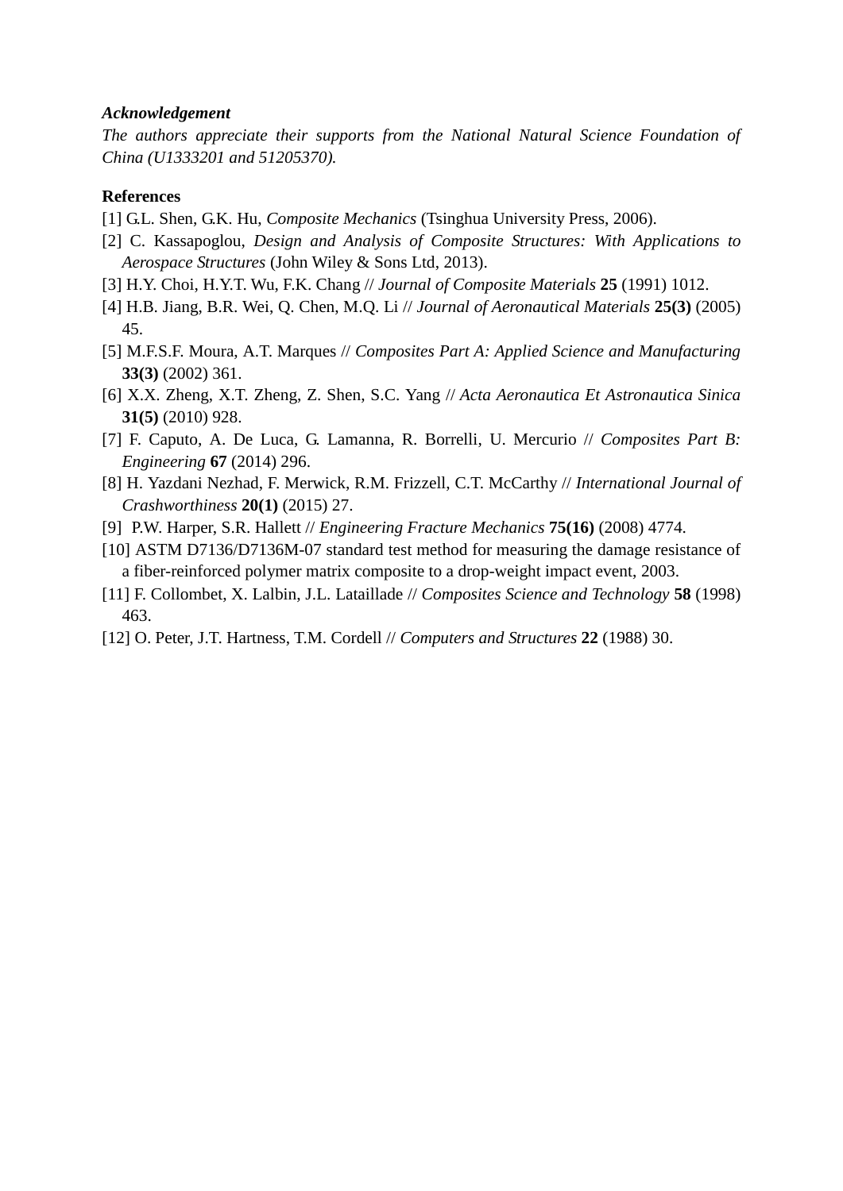***Acknowledgement***

*The authors appreciate their supports from the National Natural Science Foundation of China (U1333201 and 51205370).*

**References**

[1] G.L. Shen, G.K. Hu, *Composite Mechanics* (Tsinghua University Press, 2006).

[2] C. Kassapoglou, *Design and Analysis of Composite Structures: With Applications to Aerospace Structures* (John Wiley & Sons Ltd, 2013).

[3] H.Y. Choi, H.Y.T. Wu, F.K. Chang // *Journal of Composite Materials* **25** (1991) 1012.

[4] H.B. Jiang, B.R. Wei, Q. Chen, M.Q. Li // *Journal of Aeronautical Materials* **25(3)** (2005) 45.

[5] M.F.S.F. Moura, A.T. Marques // *Composites Part A: Applied Science and Manufacturing* **33(3)** (2002) 361.

[6] X.X. Zheng, X.T. Zheng, Z. Shen, S.C. Yang // *Acta Aeronautica Et Astronautica Sinica* **31(5)** (2010) 928.

[7] F. Caputo, A. De Luca, G. Lamanna, R. Borrelli, U. Mercurio // *Composites Part B: Engineering* **67** (2014) 296.

[8] H. Yazdani Nezhad, F. Merwick, R.M. Frizzell, C.T. McCarthy // *International Journal of Crashworthiness* **20(1)** (2015) 27.

[9] P.W. Harper, S.R. Hallett // *Engineering Fracture Mechanics* **75(16)** (2008) 4774.

[10] ASTM D7136/D7136M-07 standard test method for measuring the damage resistance of a fiber-reinforced polymer matrix composite to a drop-weight impact event, 2003.

[11] F. Collombet, X. Lalbin, J.L. Lataillade // *Composites Science and Technology* **58** (1998) 463.

[12] O. Peter, J.T. Hartness, T.M. Cordell // *Computers and Structures* **22** (1988) 30.